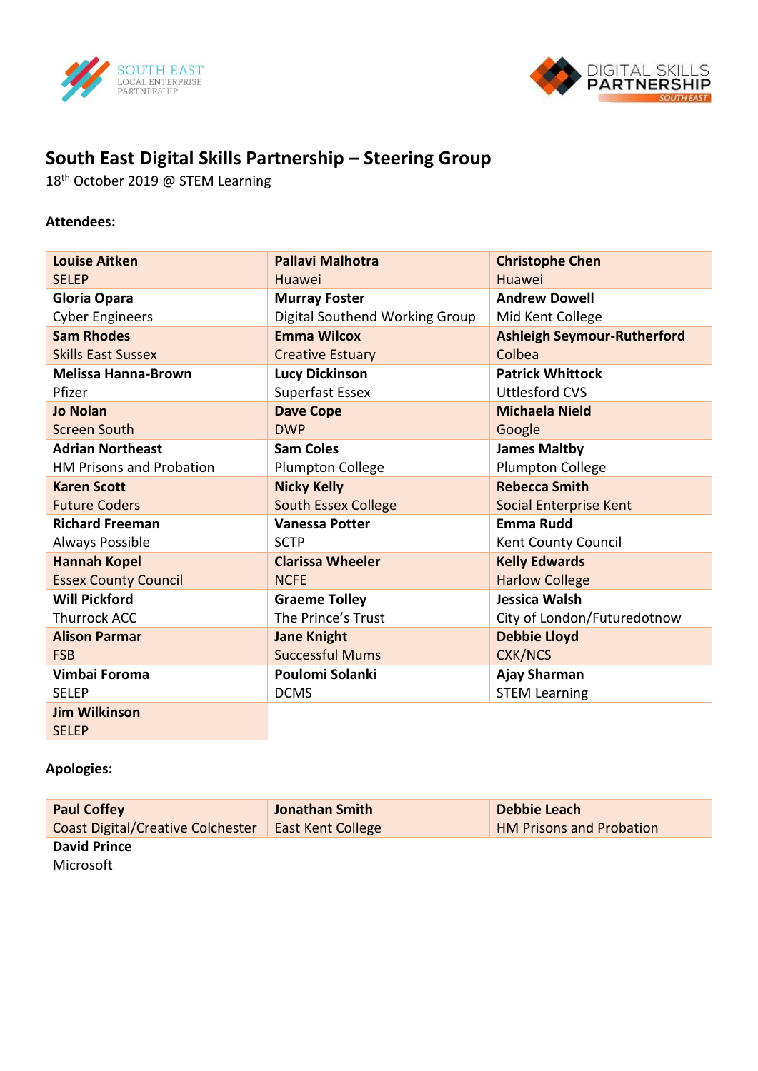# South East Digital Skills Partnership – Steering Group

18th October 2019 @ STEM Learning

**Attendees:**

| | | |
|---|---|---|
| **Louise Aitken**<br>SELEP | **Pallavi Malhotra**<br>Huawei | **Christophe Chen**<br>Huawei |
| **Gloria Opara**<br>Cyber Engineers | **Murray Foster**<br>Digital Southend Working Group | **Andrew Dowell**<br>Mid Kent College |
| **Sam Rhodes**<br>Skills East Sussex | **Emma Wilcox**<br>Creative Estuary | **Ashleigh Seymour-Rutherford**<br>Colbea |
| **Melissa Hanna-Brown**<br>Pfizer | **Lucy Dickinson**<br>Superfast Essex | **Patrick Whittock**<br>Uttlesford CVS |
| **Jo Nolan**<br>Screen South | **Dave Cope**<br>DWP | **Michaela Nield**<br>Google |
| **Adrian Northeast**<br>HM Prisons and Probation | **Sam Coles**<br>Plumpton College | **James Maltby**<br>Plumpton College |
| **Karen Scott**<br>Future Coders | **Nicky Kelly**<br>South Essex College | **Rebecca Smith**<br>Social Enterprise Kent |
| **Richard Freeman**<br>Always Possible | **Vanessa Potter**<br>SCTP | **Emma Rudd**<br>Kent County Council |
| **Hannah Kopel**<br>Essex County Council | **Clarissa Wheeler**<br>NCFE | **Kelly Edwards**<br>Harlow College |
| **Will Pickford**<br>Thurrock ACC | **Graeme Tolley**<br>The Prince's Trust | **Jessica Walsh**<br>City of London/Futuredotnow |
| **Alison Parmar**<br>FSB | **Jane Knight**<br>Successful Mums | **Debbie Lloyd**<br>CXK/NCS |
| **Vimbai Foroma**<br>SELEP | **Poulomi Solanki**<br>DCMS | **Ajay Sharman**<br>STEM Learning |
| **Jim Wilkinson**<br>SELEP | | |

**Apologies:**

| | | |
|---|---|---|
| **Paul Coffey**<br>Coast Digital/Creative Colchester | **Jonathan Smith**<br>East Kent College | **Debbie Leach**<br>HM Prisons and Probation |
| **David Prince**<br>Microsoft | | |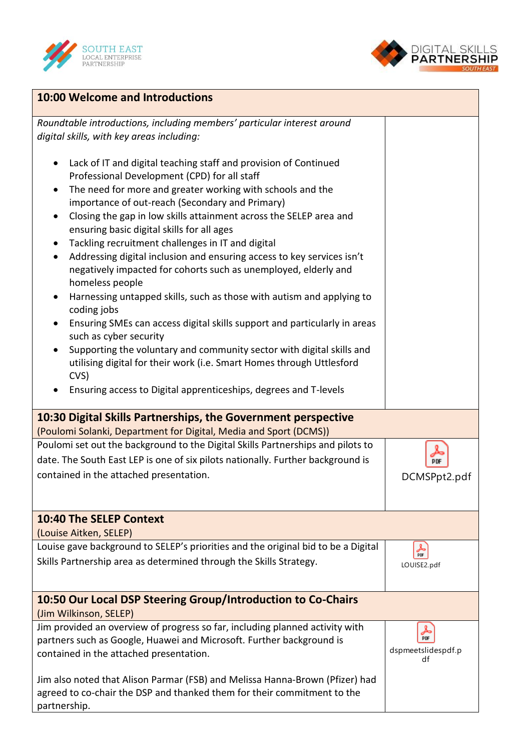## 10:00 Welcome and Introductions

*Roundtable introductions, including members' particular interest around digital skills, with key areas including:*

- Lack of IT and digital teaching staff and provision of Continued Professional Development (CPD) for all staff
- The need for more and greater working with schools and the importance of out-reach (Secondary and Primary)
- Closing the gap in low skills attainment across the SELEP area and ensuring basic digital skills for all ages
- Tackling recruitment challenges in IT and digital
- Addressing digital inclusion and ensuring access to key services isn't negatively impacted for cohorts such as unemployed, elderly and homeless people
- Harnessing untapped skills, such as those with autism and applying to coding jobs
- Ensuring SMEs can access digital skills support and particularly in areas such as cyber security
- Supporting the voluntary and community sector with digital skills and utilising digital for their work (i.e. Smart Homes through Uttlesford CVS)
- Ensuring access to Digital apprenticeships, degrees and T-levels

## 10:30 Digital Skills Partnerships, the Government perspective

(Poulomi Solanki, Department for Digital, Media and Sport (DCMS))

Poulomi set out the background to the Digital Skills Partnerships and pilots to date. The South East LEP is one of six pilots nationally. Further background is contained in the attached presentation.

DCMSPpt2.pdf

## 10:40 The SELEP Context

(Louise Aitken, SELEP)

Louise gave background to SELEP's priorities and the original bid to be a Digital Skills Partnership area as determined through the Skills Strategy.

LOUISE2.pdf

## 10:50 Our Local DSP Steering Group/Introduction to Co-Chairs

(Jim Wilkinson, SELEP)

Jim provided an overview of progress so far, including planned activity with partners such as Google, Huawei and Microsoft. Further background is contained in the attached presentation.

Jim also noted that Alison Parmar (FSB) and Melissa Hanna-Brown (Pfizer) had agreed to co-chair the DSP and thanked them for their commitment to the partnership.

dspmeetslidespdf.pdf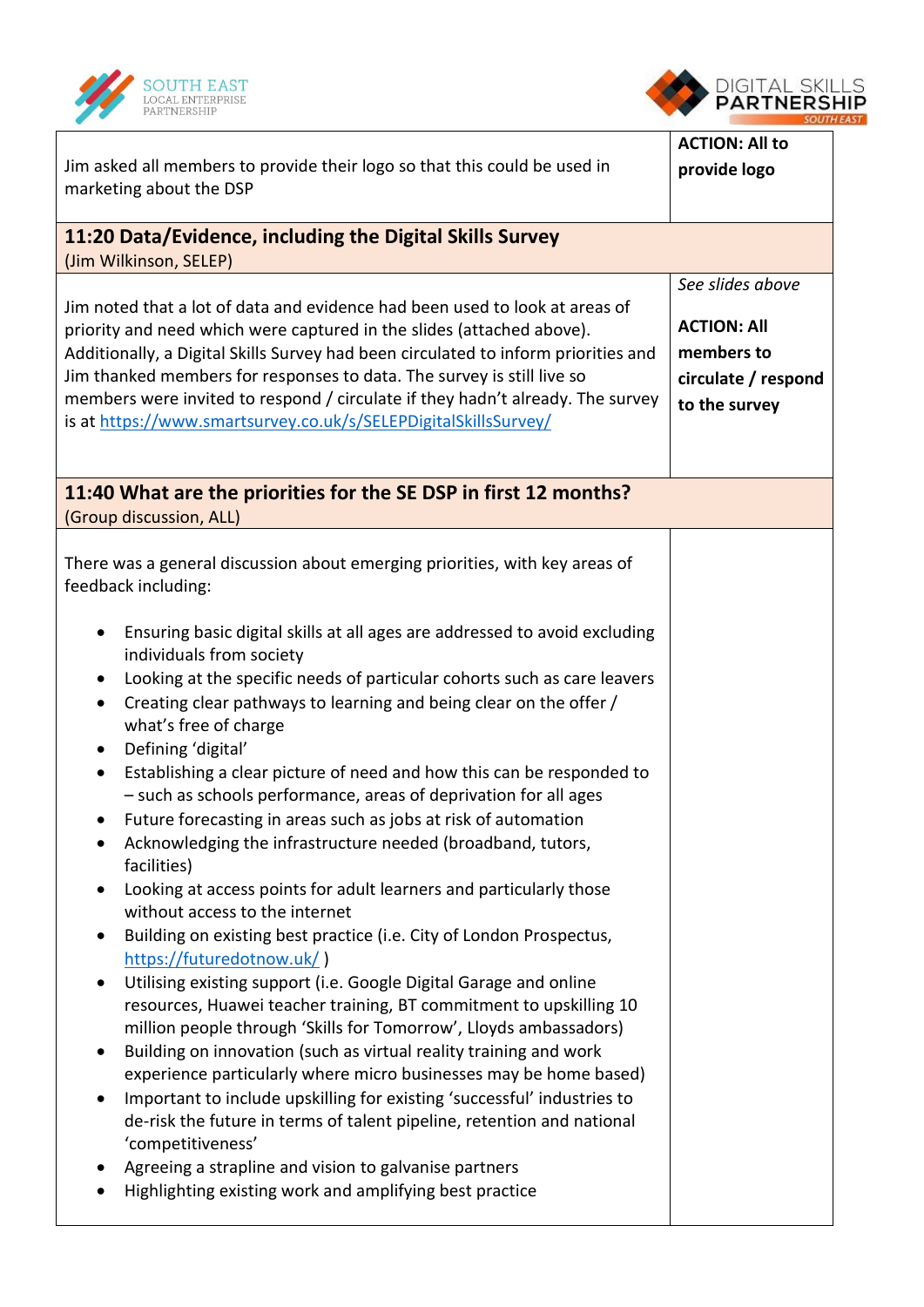| | |
|---|---|
| Jim asked all members to provide their logo so that this could be used in marketing about the DSP | **ACTION: All to provide logo** |
| **11:20 Data/Evidence, including the Digital Skills Survey** (Jim Wilkinson, SELEP) | |
| Jim noted that a lot of data and evidence had been used to look at areas of priority and need which were captured in the slides (attached above). Additionally, a Digital Skills Survey had been circulated to inform priorities and Jim thanked members for responses to data. The survey is still live so members were invited to respond / circulate if they hadn't already. The survey is at https://www.smartsurvey.co.uk/s/SELEPDigitalSkillsSurvey/ | *See slides above* **ACTION: All members to circulate / respond to the survey** |
| **11:40 What are the priorities for the SE DSP in first 12 months?** (Group discussion, ALL) | |
| There was a general discussion about emerging priorities, with key areas of feedback including: <br>• Ensuring basic digital skills at all ages are addressed to avoid excluding individuals from society <br>• Looking at the specific needs of particular cohorts such as care leavers <br>• Creating clear pathways to learning and being clear on the offer / what's free of charge <br>• Defining 'digital' <br>• Establishing a clear picture of need and how this can be responded to – such as schools performance, areas of deprivation for all ages <br>• Future forecasting in areas such as jobs at risk of automation <br>• Acknowledging the infrastructure needed (broadband, tutors, facilities) <br>• Looking at access points for adult learners and particularly those without access to the internet <br>• Building on existing best practice (i.e. City of London Prospectus, https://futuredotnow.uk/ ) <br>• Utilising existing support (i.e. Google Digital Garage and online resources, Huawei teacher training, BT commitment to upskilling 10 million people through 'Skills for Tomorrow', Lloyds ambassadors) <br>• Building on innovation (such as virtual reality training and work experience particularly where micro businesses may be home based) <br>• Important to include upskilling for existing 'successful' industries to de-risk the future in terms of talent pipeline, retention and national 'competitiveness' <br>• Agreeing a strapline and vision to galvanise partners <br>• Highlighting existing work and amplifying best practice | |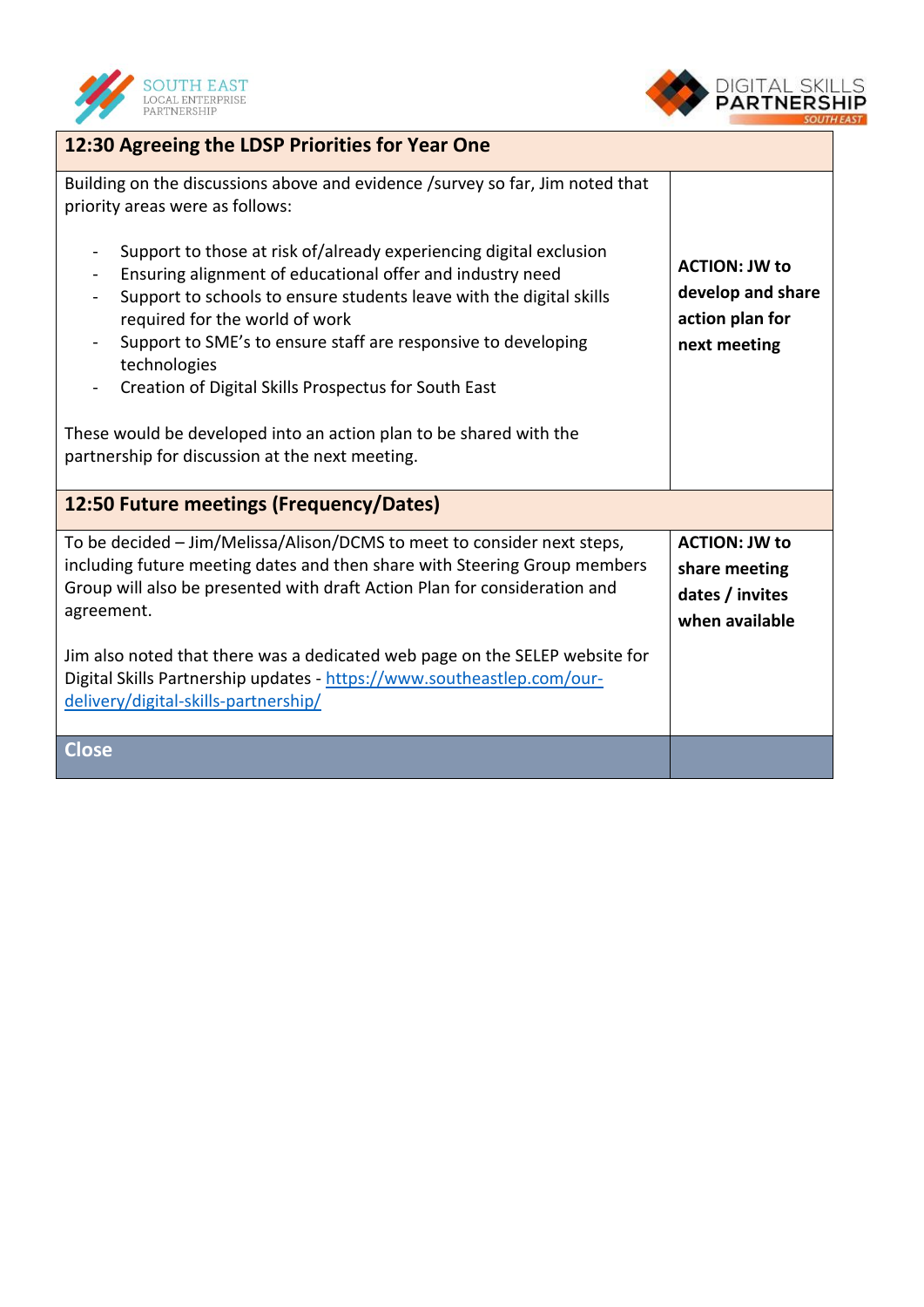| 12:30 Agreeing the LDSP Priorities for Year One | |
|---|---|
| Building on the discussions above and evidence /survey so far, Jim noted that priority areas were as follows:<br><br>- Support to those at risk of/already experiencing digital exclusion<br>- Ensuring alignment of educational offer and industry need<br>- Support to schools to ensure students leave with the digital skills required for the world of work<br>- Support to SME's to ensure staff are responsive to developing technologies<br>- Creation of Digital Skills Prospectus for South East<br><br>These would be developed into an action plan to be shared with the partnership for discussion at the next meeting. | **ACTION: JW to develop and share action plan for next meeting** |
| **12:50 Future meetings (Frequency/Dates)** | |
| To be decided – Jim/Melissa/Alison/DCMS to meet to consider next steps, including future meeting dates and then share with Steering Group members Group will also be presented with draft Action Plan for consideration and agreement.<br><br>Jim also noted that there was a dedicated web page on the SELEP website for Digital Skills Partnership updates - https://www.southeastlep.com/our-delivery/digital-skills-partnership/ | **ACTION: JW to share meeting dates / invites when available** |
| **Close** | |